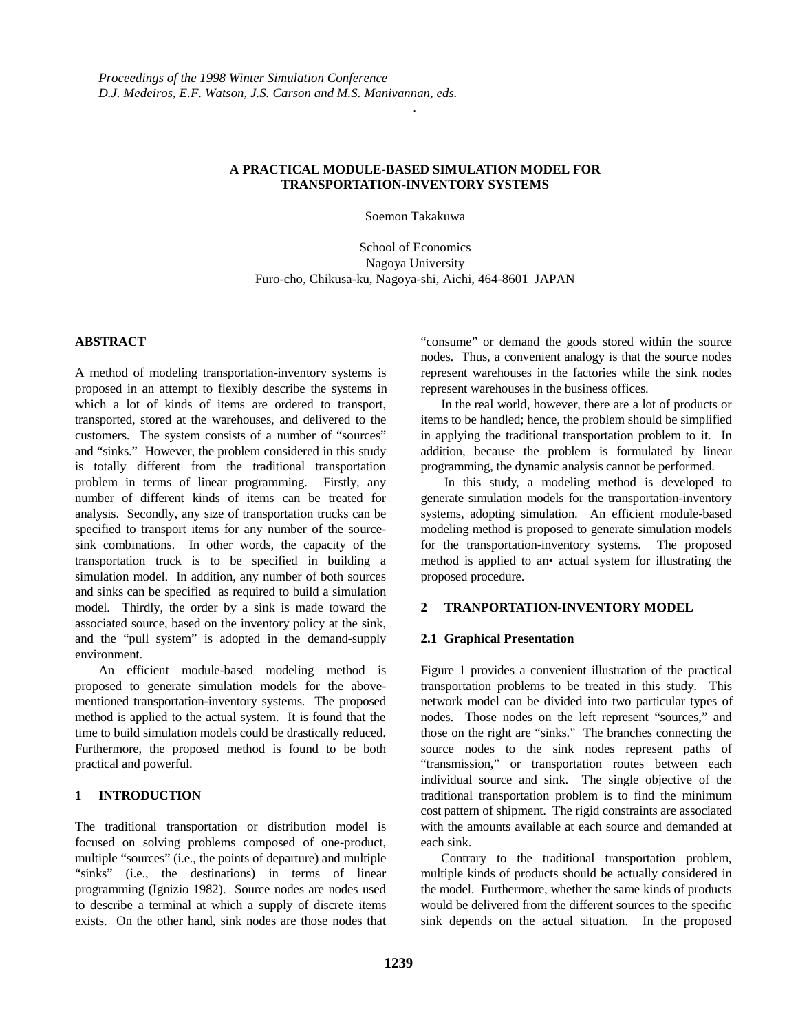*Proceedings of the 1998 Winter Simulation Conference*
*D.J. Medeiros, E.F. Watson, J.S. Carson and M.S. Manivannan, eds.*

# A PRACTICAL MODULE-BASED SIMULATION MODEL FOR TRANSPORTATION-INVENTORY SYSTEMS

Soemon Takakuwa

School of Economics
Nagoya University
Furo-cho, Chikusa-ku, Nagoya-shi, Aichi, 464-8601 JAPAN

## ABSTRACT

A method of modeling transportation-inventory systems is proposed in an attempt to flexibly describe the systems in which a lot of kinds of items are ordered to transport, transported, stored at the warehouses, and delivered to the customers. The system consists of a number of "sources" and "sinks." However, the problem considered in this study is totally different from the traditional transportation problem in terms of linear programming. Firstly, any number of different kinds of items can be treated for analysis. Secondly, any size of transportation trucks can be specified to transport items for any number of the source-sink combinations. In other words, the capacity of the transportation truck is to be specified in building a simulation model. In addition, any number of both sources and sinks can be specified as required to build a simulation model. Thirdly, the order by a sink is made toward the associated source, based on the inventory policy at the sink, and the "pull system" is adopted in the demand-supply environment.

An efficient module-based modeling method is proposed to generate simulation models for the above-mentioned transportation-inventory systems. The proposed method is applied to the actual system. It is found that the time to build simulation models could be drastically reduced. Furthermore, the proposed method is found to be both practical and powerful.

## 1 INTRODUCTION

The traditional transportation or distribution model is focused on solving problems composed of one-product, multiple "sources" (i.e., the points of departure) and multiple "sinks" (i.e., the destinations) in terms of linear programming (Ignizio 1982). Source nodes are nodes used to describe a terminal at which a supply of discrete items exists. On the other hand, sink nodes are those nodes that "consume" or demand the goods stored within the source nodes. Thus, a convenient analogy is that the source nodes represent warehouses in the factories while the sink nodes represent warehouses in the business offices.

In the real world, however, there are a lot of products or items to be handled; hence, the problem should be simplified in applying the traditional transportation problem to it. In addition, because the problem is formulated by linear programming, the dynamic analysis cannot be performed.

In this study, a modeling method is developed to generate simulation models for the transportation-inventory systems, adopting simulation. An efficient module-based modeling method is proposed to generate simulation models for the transportation-inventory systems. The proposed method is applied to an• actual system for illustrating the proposed procedure.

## 2 TRANPORTATION-INVENTORY MODEL

### 2.1 Graphical Presentation

Figure 1 provides a convenient illustration of the practical transportation problems to be treated in this study. This network model can be divided into two particular types of nodes. Those nodes on the left represent "sources," and those on the right are "sinks." The branches connecting the source nodes to the sink nodes represent paths of "transmission," or transportation routes between each individual source and sink. The single objective of the traditional transportation problem is to find the minimum cost pattern of shipment. The rigid constraints are associated with the amounts available at each source and demanded at each sink.

Contrary to the traditional transportation problem, multiple kinds of products should be actually considered in the model. Furthermore, whether the same kinds of products would be delivered from the different sources to the specific sink depends on the actual situation. In the proposed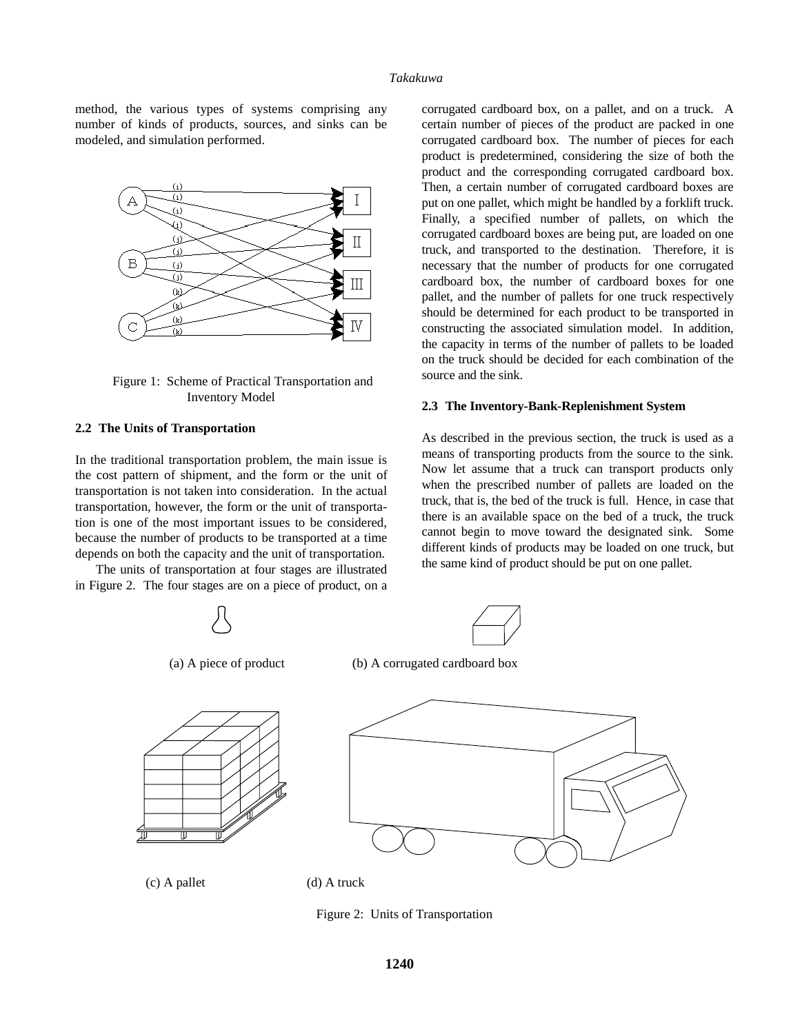method, the various types of systems comprising any number of kinds of products, sources, and sinks can be modeled, and simulation performed.

A
B
C
I
II
III
IV
(i)
(i)
(i)
(i)
(j)
(j)
(j)
(j)
(k)
(k)
(k)
(k)

Figure 1: Scheme of Practical Transportation and Inventory Model

### 2.2 The Units of Transportation

In the traditional transportation problem, the main issue is the cost pattern of shipment, and the form or the unit of transportation is not taken into consideration. In the actual transportation, however, the form or the unit of transportation is one of the most important issues to be considered, because the number of products to be transported at a time depends on both the capacity and the unit of transportation.

The units of transportation at four stages are illustrated in Figure 2. The four stages are on a piece of product, on a corrugated cardboard box, on a pallet, and on a truck. A certain number of pieces of the product are packed in one corrugated cardboard box. The number of pieces for each product is predetermined, considering the size of both the product and the corresponding corrugated cardboard box. Then, a certain number of corrugated cardboard boxes are put on one pallet, which might be handled by a forklift truck. Finally, a specified number of pallets, on which the corrugated cardboard boxes are being put, are loaded on one truck, and transported to the destination. Therefore, it is necessary that the number of products for one corrugated cardboard box, the number of cardboard boxes for one pallet, and the number of pallets for one truck respectively should be determined for each product to be transported in constructing the associated simulation model. In addition, the capacity in terms of the number of pallets to be loaded on the truck should be decided for each combination of the source and the sink.

### 2.3 The Inventory-Bank-Replenishment System

As described in the previous section, the truck is used as a means of transporting products from the source to the sink. Now let assume that a truck can transport products only when the prescribed number of pallets are loaded on the truck, that is, the bed of the truck is full. Hence, in case that there is an available space on the bed of a truck, the truck cannot begin to move toward the designated sink. Some different kinds of products may be loaded on one truck, but the same kind of product should be put on one pallet.

(a) A piece of product

(b) A corrugated cardboard box

(c) A pallet

(d) A truck

Figure 2: Units of Transportation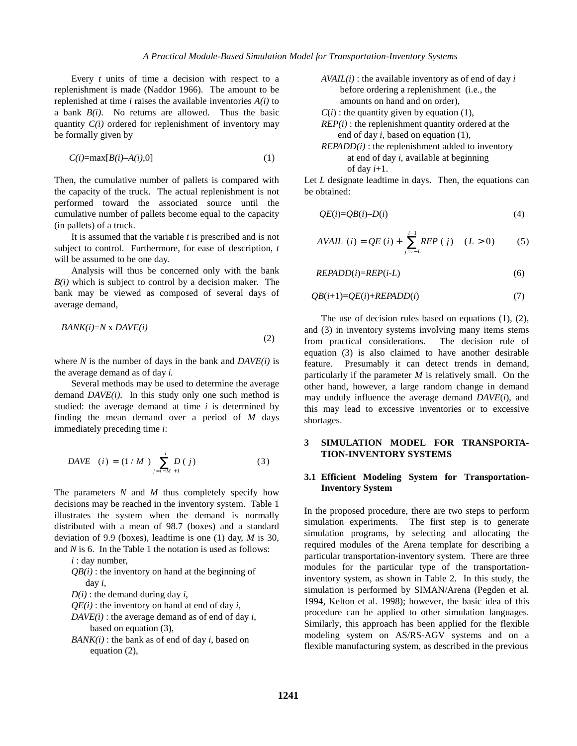Every $t$ units of time a decision with respect to a replenishment is made (Naddor 1966). The amount to be replenished at time $i$ raises the available inventories $A(i)$ to a bank $B(i)$. No returns are allowed. Thus the basic quantity $C(i)$ ordered for replenishment of inventory may be formally given by

$$C(i)=\max[B(i)-A(i),0] \tag{1}$$

Then, the cumulative number of pallets is compared with the capacity of the truck. The actual replenishment is not performed toward the associated source until the cumulative number of pallets become equal to the capacity (in pallets) of a truck.

It is assumed that the variable $t$ is prescribed and is not subject to control. Furthermore, for ease of description, $t$ will be assumed to be one day.

Analysis will thus be concerned only with the bank $B(i)$ which is subject to control by a decision maker. The bank may be viewed as composed of several days of average demand,

$$BANK(i)=N \times DAVE(i) \tag{2}$$

where $N$ is the number of days in the bank and $DAVE(i)$ is the average demand as of day $i$.

Several methods may be used to determine the average demand $DAVE(i)$. In this study only one such method is studied: the average demand at time $i$ is determined by finding the mean demand over a period of $M$ days immediately preceding time $i$:

$$DAVE(i) = (1/M)\sum_{j=i-M+1}^{i} D(j) \tag{3}$$

The parameters $N$ and $M$ thus completely specify how decisions may be reached in the inventory system. Table 1 illustrates the system when the demand is normally distributed with a mean of 98.7 (boxes) and a standard deviation of 9.9 (boxes), leadtime is one (1) day, $M$ is 30, and $N$ is 6. In the Table 1 the notation is used as follows:

- $i$ : day number,
- $QB(i)$ : the inventory on hand at the beginning of day $i$,
- $D(i)$ : the demand during day $i$,
- $QE(i)$ : the inventory on hand at end of day $i$,
- $DAVE(i)$ : the average demand as of end of day $i$, based on equation (3),
- $BANK(i)$ : the bank as of end of day $i$, based on equation (2),
- $AVAIL(i)$ : the available inventory as of end of day $i$ before ordering a replenishment (i.e., the amounts on hand and on order),
- $C(i)$ : the quantity given by equation (1),
- $REP(i)$ : the replenishment quantity ordered at the end of day $i$, based on equation (1),
- $REPADD(i)$ : the replenishment added to inventory at end of day $i$, available at beginning of day $i$+1.

Let $L$ designate leadtime in days. Then, the equations can be obtained:

$$QE(i)=QB(i)-D(i) \tag{4}$$

$$AVAIL(i) = QE(i) + \sum_{j=i-L}^{i-1} REP(j) \quad (L > 0) \tag{5}$$

$$REPADD(i)=REP(i-L) \tag{6}$$

$$QB(i+1)=QE(i)+REPADD(i) \tag{7}$$

The use of decision rules based on equations (1), (2), and (3) in inventory systems involving many items stems from practical considerations. The decision rule of equation (3) is also claimed to have another desirable feature. Presumably it can detect trends in demand, particularly if the parameter $M$ is relatively small. On the other hand, however, a large random change in demand may unduly influence the average demand $DAVE(i)$, and this may lead to excessive inventories or to excessive shortages.

## 3 SIMULATION MODEL FOR TRANSPORTATION-INVENTORY SYSTEMS

### 3.1 Efficient Modeling System for Transportation-Inventory System

In the proposed procedure, there are two steps to perform simulation experiments. The first step is to generate simulation programs, by selecting and allocating the required modules of the Arena template for describing a particular transportation-inventory system. There are three modules for the particular type of the transportation-inventory system, as shown in Table 2. In this study, the simulation is performed by SIMAN/Arena (Pegden et al. 1994, Kelton et al. 1998); however, the basic idea of this procedure can be applied to other simulation languages. Similarly, this approach has been applied for the flexible modeling system on AS/RS-AGV systems and on a flexible manufacturing system, as described in the previous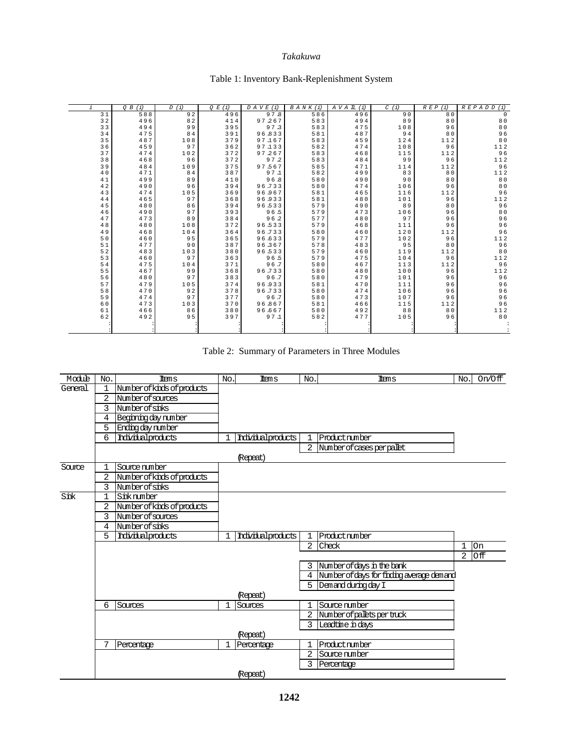Table 1: Inventory Bank-Replenishment System

| i | QB(i) | D(i) | QE(i) | DAVE(i) | BANK(i) | AVAIL(i) | C(i) | REP(i) | REPADD(i) |
|---|---|---|---|---|---|---|---|---|---|
| 31 | 588 | 92 | 496 | 97.8 | 586 | 496 | 90 | 80 | 0 |
| 32 | 496 | 82 | 414 | 97.267 | 583 | 494 | 89 | 80 | 80 |
| 33 | 494 | 99 | 395 | 97.3 | 583 | 475 | 108 | 96 | 80 |
| 34 | 475 | 84 | 391 | 96.833 | 581 | 487 | 94 | 80 | 96 |
| 35 | 487 | 108 | 379 | 97.167 | 583 | 459 | 124 | 112 | 80 |
| 36 | 459 | 97 | 362 | 97.133 | 582 | 474 | 108 | 96 | 112 |
| 37 | 474 | 102 | 372 | 97.267 | 583 | 468 | 115 | 112 | 96 |
| 38 | 468 | 96 | 372 | 97.2 | 583 | 484 | 99 | 96 | 112 |
| 39 | 484 | 109 | 375 | 97.567 | 585 | 471 | 114 | 112 | 96 |
| 40 | 471 | 84 | 387 | 97.1 | 582 | 499 | 83 | 80 | 112 |
| 41 | 499 | 89 | 410 | 96.8 | 580 | 490 | 90 | 80 | 80 |
| 42 | 490 | 96 | 394 | 96.733 | 580 | 474 | 106 | 96 | 80 |
| 43 | 474 | 105 | 369 | 96.967 | 581 | 465 | 116 | 112 | 96 |
| 44 | 465 | 97 | 368 | 96.933 | 581 | 480 | 101 | 96 | 112 |
| 45 | 480 | 86 | 394 | 96.533 | 579 | 490 | 89 | 80 | 96 |
| 46 | 490 | 97 | 393 | 96.5 | 579 | 473 | 106 | 96 | 80 |
| 47 | 473 | 89 | 384 | 96.2 | 577 | 480 | 97 | 96 | 96 |
| 48 | 480 | 108 | 372 | 96.533 | 579 | 468 | 111 | 96 | 96 |
| 49 | 468 | 104 | 364 | 96.733 | 580 | 460 | 120 | 112 | 96 |
| 50 | 460 | 95 | 365 | 96.633 | 579 | 477 | 102 | 96 | 112 |
| 51 | 477 | 90 | 387 | 96.367 | 578 | 483 | 95 | 80 | 96 |
| 52 | 483 | 103 | 380 | 96.533 | 579 | 460 | 119 | 112 | 80 |
| 53 | 460 | 97 | 363 | 96.5 | 579 | 475 | 104 | 96 | 112 |
| 54 | 475 | 104 | 371 | 96.7 | 580 | 467 | 113 | 112 | 96 |
| 55 | 467 | 99 | 368 | 96.733 | 580 | 480 | 100 | 96 | 112 |
| 56 | 480 | 97 | 383 | 96.7 | 580 | 479 | 101 | 96 | 96 |
| 57 | 479 | 105 | 374 | 96.933 | 581 | 470 | 111 | 96 | 96 |
| 58 | 470 | 92 | 378 | 96.733 | 580 | 474 | 106 | 96 | 96 |
| 59 | 474 | 97 | 377 | 96.7 | 580 | 473 | 107 | 96 | 96 |
| 60 | 473 | 103 | 370 | 96.867 | 581 | 466 | 115 | 112 | 96 |
| 61 | 466 | 86 | 380 | 96.667 | 580 | 492 | 88 | 80 | 112 |
| 62 | 492 | 95 | 397 | 97.1 | 582 | 477 | 105 | 96 | 80 |
| : | : | : | : | : | : | : | : | : | : |

Table 2: Summary of Parameters in Three Modules

| Module | No. | Items | No. | Items | No. | Items | No. | On/Off |
|---|---|---|---|---|---|---|---|---|
| General | 1 | Number of kinds of products | | | | | | |
| | 2 | Number of sources | | | | | | |
| | 3 | Number of sinks | | | | | | |
| | 4 | Beginning day number | | | | | | |
| | 5 | Ending day number | | | | | | |
| | 6 | Individual products | 1 | Individual products | 1 | Product number | | |
| | | | | | 2 | Number of cases per pallet | | |
| | | | | (Repeat) | | | | |
| Source | 1 | Source number | | | | | | |
| | 2 | Number of kinds of products | | | | | | |
| | 3 | Number of sinks | | | | | | |
| Sink | 1 | Sink number | | | | | | |
| | 2 | Number of kinds of products | | | | | | |
| | 3 | Number of sources | | | | | | |
| | 4 | Number of sinks | | | | | | |
| | 5 | Individual products | 1 | Individual products | 1 | Product number | | |
| | | | | | 2 | Check | 1 | On |
| | | | | | | | 2 | Off |
| | | | | | 3 | Number of days in the bank | | |
| | | | | | 4 | Number of days for finding average demand | | |
| | | | | | 5 | Demand during day I | | |
| | | | | (Repeat) | | | | |
| | 6 | Sources | 1 | Sources | 1 | Source number | | |
| | | | | | 2 | Number of pallets per truck | | |
| | | | | | 3 | Leadtime in days | | |
| | | | | (Repeat) | | | | |
| | 7 | Percentage | 1 | Percentage | 1 | Product number | | |
| | | | | | 2 | Source number | | |
| | | | | | 3 | Percentage | | |
| | | | | (Repeat) | | | | |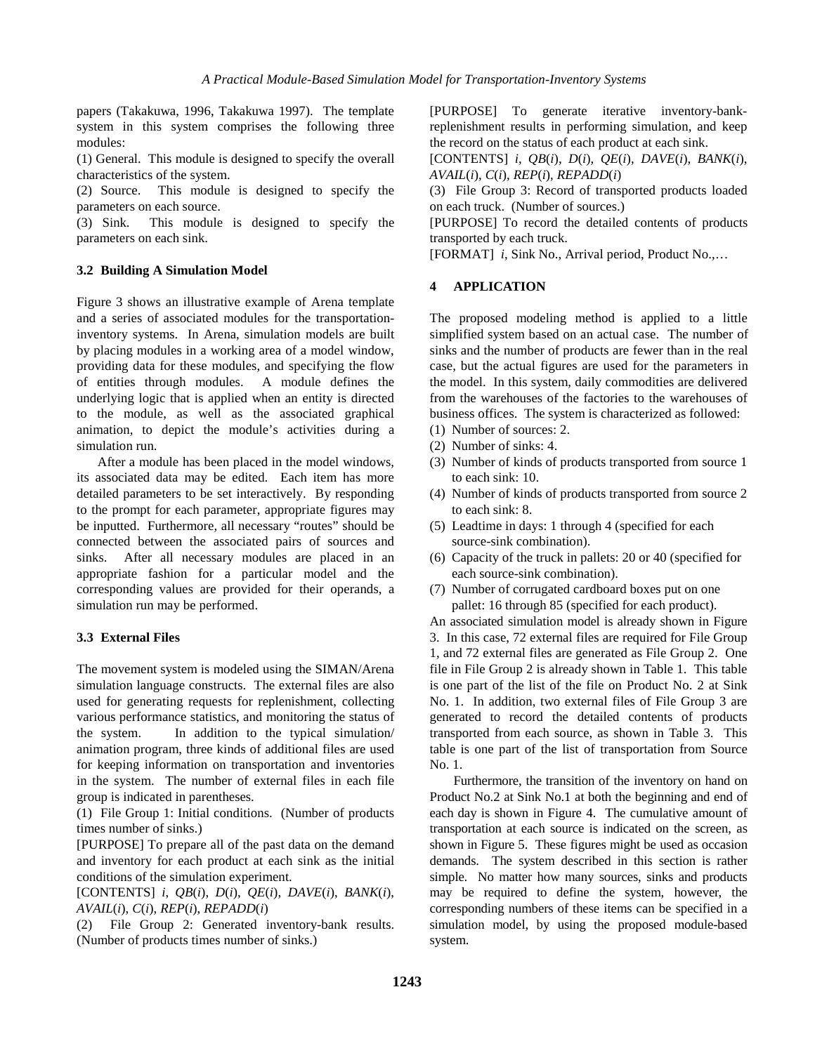papers (Takakuwa, 1996, Takakuwa 1997). The template system in this system comprises the following three modules:

(1) General. This module is designed to specify the overall characteristics of the system.

(2) Source. This module is designed to specify the parameters on each source.

(3) Sink. This module is designed to specify the parameters on each sink.

### 3.2 Building A Simulation Model

Figure 3 shows an illustrative example of Arena template and a series of associated modules for the transportation-inventory systems. In Arena, simulation models are built by placing modules in a working area of a model window, providing data for these modules, and specifying the flow of entities through modules. A module defines the underlying logic that is applied when an entity is directed to the module, as well as the associated graphical animation, to depict the module's activities during a simulation run.

After a module has been placed in the model windows, its associated data may be edited. Each item has more detailed parameters to be set interactively. By responding to the prompt for each parameter, appropriate figures may be inputted. Furthermore, all necessary "routes" should be connected between the associated pairs of sources and sinks. After all necessary modules are placed in an appropriate fashion for a particular model and the corresponding values are provided for their operands, a simulation run may be performed.

### 3.3 External Files

The movement system is modeled using the SIMAN/Arena simulation language constructs. The external files are also used for generating requests for replenishment, collecting various performance statistics, and monitoring the status of the system. In addition to the typical simulation/animation program, three kinds of additional files are used for keeping information on transportation and inventories in the system. The number of external files in each file group is indicated in parentheses.

(1) File Group 1: Initial conditions. (Number of products times number of sinks.)

[PURPOSE] To prepare all of the past data on the demand and inventory for each product at each sink as the initial conditions of the simulation experiment.

[CONTENTS] $i$, $QB(i)$, $D(i)$, $QE(i)$, $DAVE(i)$, $BANK(i)$, $AVAIL(i)$, $C(i)$, $REP(i)$, $REPADD(i)$

(2) File Group 2: Generated inventory-bank results. (Number of products times number of sinks.)

[PURPOSE] To generate iterative inventory-bank-replenishment results in performing simulation, and keep the record on the status of each product at each sink.

[CONTENTS] $i$, $QB(i)$, $D(i)$, $QE(i)$, $DAVE(i)$, $BANK(i)$, $AVAIL(i)$, $C(i)$, $REP(i)$, $REPADD(i)$

(3) File Group 3: Record of transported products loaded on each truck. (Number of sources.)

[PURPOSE] To record the detailed contents of products transported by each truck.

[FORMAT] $i$, Sink No., Arrival period, Product No.,…

## 4 APPLICATION

The proposed modeling method is applied to a little simplified system based on an actual case. The number of sinks and the number of products are fewer than in the real case, but the actual figures are used for the parameters in the model. In this system, daily commodities are delivered from the warehouses of the factories to the warehouses of business offices. The system is characterized as followed:

(1) Number of sources: 2.
(2) Number of sinks: 4.
(3) Number of kinds of products transported from source 1 to each sink: 10.
(4) Number of kinds of products transported from source 2 to each sink: 8.
(5) Leadtime in days: 1 through 4 (specified for each source-sink combination).
(6) Capacity of the truck in pallets: 20 or 40 (specified for each source-sink combination).
(7) Number of corrugated cardboard boxes put on one pallet: 16 through 85 (specified for each product).

An associated simulation model is already shown in Figure 3. In this case, 72 external files are required for File Group 1, and 72 external files are generated as File Group 2. One file in File Group 2 is already shown in Table 1. This table is one part of the list of the file on Product No. 2 at Sink No. 1. In addition, two external files of File Group 3 are generated to record the detailed contents of products transported from each source, as shown in Table 3. This table is one part of the list of transportation from Source No. 1.

Furthermore, the transition of the inventory on hand on Product No.2 at Sink No.1 at both the beginning and end of each day is shown in Figure 4. The cumulative amount of transportation at each source is indicated on the screen, as shown in Figure 5. These figures might be used as occasion demands. The system described in this section is rather simple. No matter how many sources, sinks and products may be required to define the system, however, the corresponding numbers of these items can be specified in a simulation model, by using the proposed module-based system.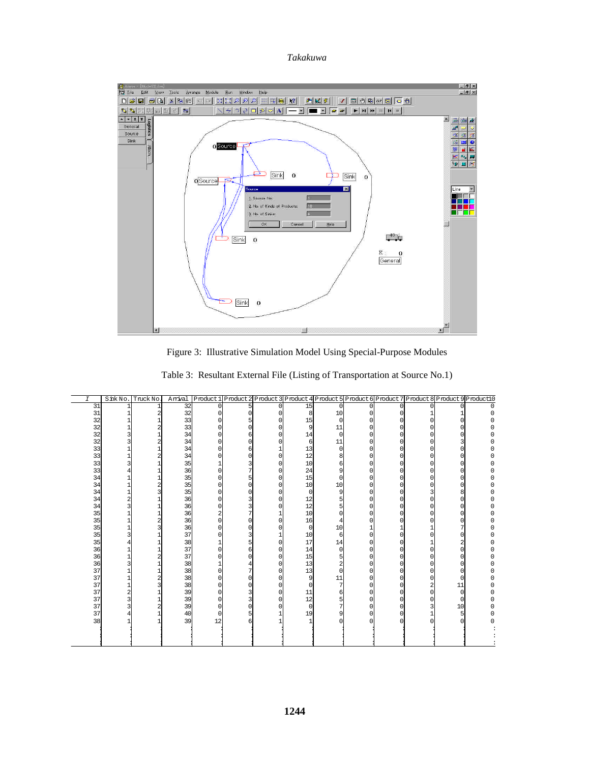Figure 3: Illustrative Simulation Model Using Special-Purpose Modules

Table 3: Resultant External File (Listing of Transportation at Source No.1)

| *I* | Sink No. | Truck No. | Arrival | Product1 | Product2 | Product3 | Product4 | Product5 | Product6 | Product7 | Product8 | Product9 | Product10 |
|---|---|---|---|---|---|---|---|---|---|---|---|---|---|
| 31 | 1 | 1 | 32 | 0 | 5 | 0 | 15 | 0 | 0 | 0 | 0 | 0 | 0 |
| 31 | 1 | 2 | 32 | 0 | 0 | 0 | 8 | 10 | 0 | 0 | 1 | 1 | 0 |
| 32 | 1 | 1 | 33 | 0 | 5 | 0 | 15 | 0 | 0 | 0 | 0 | 0 | 0 |
| 32 | 1 | 2 | 33 | 0 | 0 | 0 | 9 | 11 | 0 | 0 | 0 | 0 | 0 |
| 32 | 3 | 1 | 34 | 0 | 6 | 0 | 14 | 0 | 0 | 0 | 0 | 0 | 0 |
| 32 | 3 | 2 | 34 | 0 | 0 | 0 | 6 | 11 | 0 | 0 | 0 | 3 | 0 |
| 33 | 1 | 1 | 34 | 0 | 6 | 1 | 13 | 0 | 0 | 0 | 0 | 0 | 0 |
| 33 | 1 | 2 | 34 | 0 | 0 | 0 | 12 | 8 | 0 | 0 | 0 | 0 | 0 |
| 33 | 3 | 1 | 35 | 1 | 3 | 0 | 10 | 6 | 0 | 0 | 0 | 0 | 0 |
| 33 | 4 | 1 | 36 | 0 | 7 | 0 | 24 | 9 | 0 | 0 | 0 | 0 | 0 |
| 34 | 1 | 1 | 35 | 0 | 5 | 0 | 15 | 0 | 0 | 0 | 0 | 0 | 0 |
| 34 | 1 | 2 | 35 | 0 | 0 | 0 | 10 | 10 | 0 | 0 | 0 | 0 | 0 |
| 34 | 1 | 3 | 35 | 0 | 0 | 0 | 0 | 9 | 0 | 0 | 3 | 8 | 0 |
| 34 | 2 | 1 | 36 | 0 | 3 | 0 | 12 | 5 | 0 | 0 | 0 | 0 | 0 |
| 34 | 3 | 1 | 36 | 0 | 3 | 0 | 12 | 5 | 0 | 0 | 0 | 0 | 0 |
| 35 | 1 | 1 | 36 | 2 | 7 | 1 | 10 | 0 | 0 | 0 | 0 | 0 | 0 |
| 35 | 1 | 2 | 36 | 0 | 0 | 0 | 16 | 4 | 0 | 0 | 0 | 0 | 0 |
| 35 | 1 | 3 | 36 | 0 | 0 | 0 | 0 | 10 | 1 | 1 | 1 | 7 | 0 |
| 35 | 3 | 1 | 37 | 0 | 3 | 1 | 10 | 6 | 0 | 0 | 0 | 0 | 0 |
| 35 | 4 | 1 | 38 | 1 | 5 | 0 | 17 | 14 | 0 | 0 | 1 | 2 | 0 |
| 36 | 1 | 1 | 37 | 0 | 6 | 0 | 14 | 0 | 0 | 0 | 0 | 0 | 0 |
| 36 | 1 | 2 | 37 | 0 | 0 | 0 | 15 | 5 | 0 | 0 | 0 | 0 | 0 |
| 36 | 3 | 1 | 38 | 1 | 4 | 0 | 13 | 2 | 0 | 0 | 0 | 0 | 0 |
| 37 | 1 | 1 | 38 | 0 | 7 | 0 | 13 | 0 | 0 | 0 | 0 | 0 | 0 |
| 37 | 1 | 2 | 38 | 0 | 0 | 0 | 9 | 11 | 0 | 0 | 0 | 0 | 0 |
| 37 | 1 | 3 | 38 | 0 | 0 | 0 | 0 | 7 | 0 | 0 | 2 | 11 | 0 |
| 37 | 2 | 1 | 39 | 0 | 3 | 0 | 11 | 6 | 0 | 0 | 0 | 0 | 0 |
| 37 | 3 | 1 | 39 | 0 | 3 | 0 | 12 | 5 | 0 | 0 | 0 | 0 | 0 |
| 37 | 3 | 2 | 39 | 0 | 0 | 0 | 0 | 7 | 0 | 0 | 3 | 10 | 0 |
| 37 | 4 | 1 | 40 | 0 | 5 | 1 | 19 | 9 | 0 | 0 | 1 | 5 | 0 |
| 38 | 1 | 1 | 39 | 12 | 6 | 1 | 1 | 0 | 0 | 0 | 0 | 0 | 0 |
| : | : | : | : | : | : | : | : | : | : | : | : | : | : |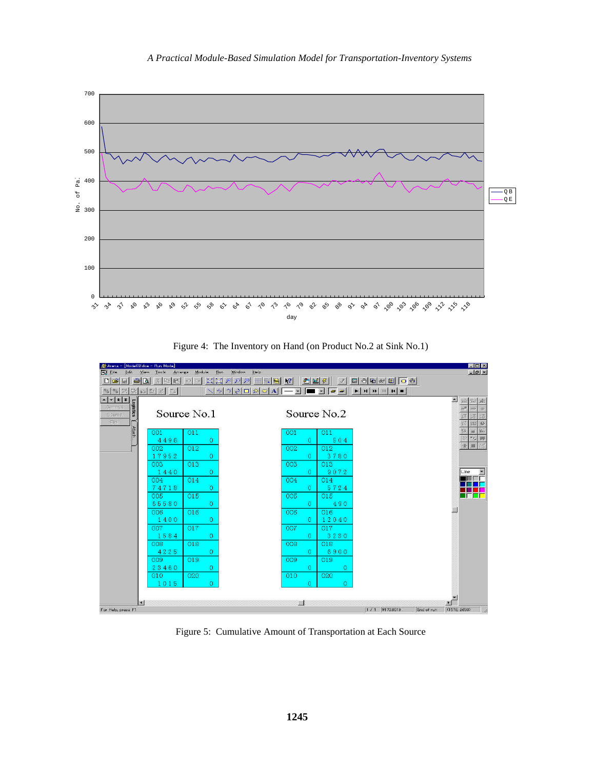Figure 4: The Inventory on Hand (on Product No.2 at Sink No.1)

Figure 5: Cumulative Amount of Transportation at Each Source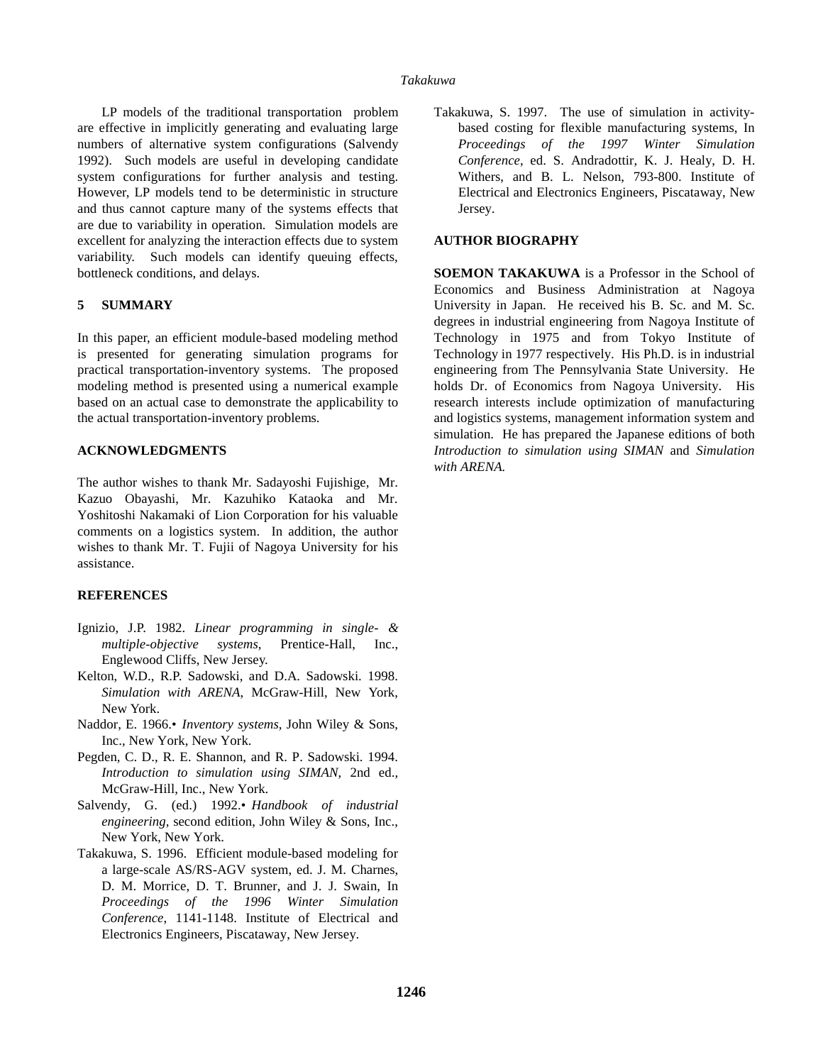LP models of the traditional transportation problem are effective in implicitly generating and evaluating large numbers of alternative system configurations (Salvendy 1992). Such models are useful in developing candidate system configurations for further analysis and testing. However, LP models tend to be deterministic in structure and thus cannot capture many of the systems effects that are due to variability in operation. Simulation models are excellent for analyzing the interaction effects due to system variability. Such models can identify queuing effects, bottleneck conditions, and delays.

## 5 SUMMARY

In this paper, an efficient module-based modeling method is presented for generating simulation programs for practical transportation-inventory systems. The proposed modeling method is presented using a numerical example based on an actual case to demonstrate the applicability to the actual transportation-inventory problems.

## ACKNOWLEDGMENTS

The author wishes to thank Mr. Sadayoshi Fujishige, Mr. Kazuo Obayashi, Mr. Kazuhiko Kataoka and Mr. Yoshitoshi Nakamaki of Lion Corporation for his valuable comments on a logistics system. In addition, the author wishes to thank Mr. T. Fujii of Nagoya University for his assistance.

## REFERENCES

Ignizio, J.P. 1982. *Linear programming in single- & multiple-objective systems*, Prentice-Hall, Inc., Englewood Cliffs, New Jersey.

Kelton, W.D., R.P. Sadowski, and D.A. Sadowski. 1998. *Simulation with ARENA*, McGraw-Hill, New York, New York.

Naddor, E. 1966.• *Inventory systems*, John Wiley & Sons, Inc., New York, New York.

Pegden, C. D., R. E. Shannon, and R. P. Sadowski. 1994. *Introduction to simulation using SIMAN*, 2nd ed., McGraw-Hill, Inc., New York.

Salvendy, G. (ed.) 1992.• *Handbook of industrial engineering*, second edition, John Wiley & Sons, Inc., New York, New York.

Takakuwa, S. 1996. Efficient module-based modeling for a large-scale AS/RS-AGV system, ed. J. M. Charnes, D. M. Morrice, D. T. Brunner, and J. J. Swain, In *Proceedings of the 1996 Winter Simulation Conference*, 1141-1148. Institute of Electrical and Electronics Engineers, Piscataway, New Jersey.

Takakuwa, S. 1997. The use of simulation in activity-based costing for flexible manufacturing systems, In *Proceedings of the 1997 Winter Simulation Conference*, ed. S. Andradottir, K. J. Healy, D. H. Withers, and B. L. Nelson, 793-800. Institute of Electrical and Electronics Engineers, Piscataway, New Jersey.

## AUTHOR BIOGRAPHY

**SOEMON TAKAKUWA** is a Professor in the School of Economics and Business Administration at Nagoya University in Japan. He received his B. Sc. and M. Sc. degrees in industrial engineering from Nagoya Institute of Technology in 1975 and from Tokyo Institute of Technology in 1977 respectively. His Ph.D. is in industrial engineering from The Pennsylvania State University. He holds Dr. of Economics from Nagoya University. His research interests include optimization of manufacturing and logistics systems, management information system and simulation. He has prepared the Japanese editions of both *Introduction to simulation using SIMAN* and *Simulation with ARENA.*